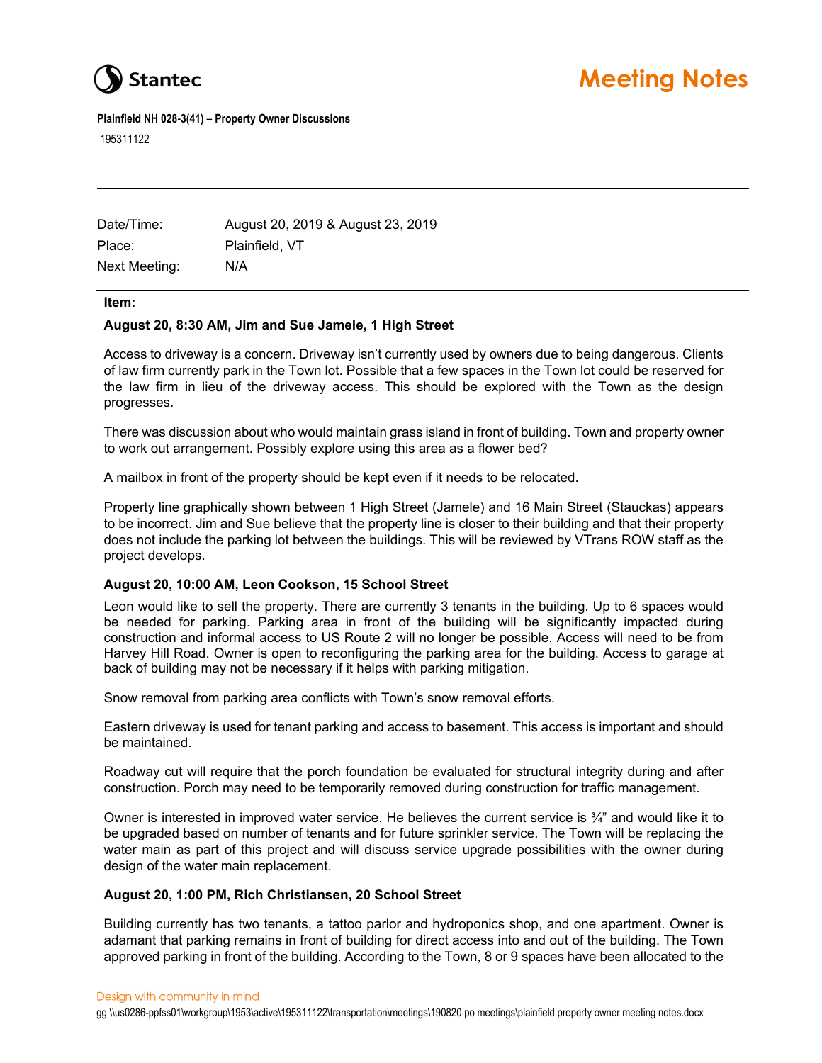Stantec

# Meeting Notes

**Plainfield NH 028-3(41) – Property Owner Discussions**

195311122

| | |
|---|---|
| Date/Time: | August 20, 2019 & August 23, 2019 |
| Place: | Plainfield, VT |
| Next Meeting: | N/A |

**Item:**

**August 20, 8:30 AM, Jim and Sue Jamele, 1 High Street**

Access to driveway is a concern. Driveway isn't currently used by owners due to being dangerous. Clients of law firm currently park in the Town lot. Possible that a few spaces in the Town lot could be reserved for the law firm in lieu of the driveway access. This should be explored with the Town as the design progresses.

There was discussion about who would maintain grass island in front of building. Town and property owner to work out arrangement. Possibly explore using this area as a flower bed?

A mailbox in front of the property should be kept even if it needs to be relocated.

Property line graphically shown between 1 High Street (Jamele) and 16 Main Street (Stauckas) appears to be incorrect. Jim and Sue believe that the property line is closer to their building and that their property does not include the parking lot between the buildings. This will be reviewed by VTrans ROW staff as the project develops.

**August 20, 10:00 AM, Leon Cookson, 15 School Street**

Leon would like to sell the property. There are currently 3 tenants in the building. Up to 6 spaces would be needed for parking. Parking area in front of the building will be significantly impacted during construction and informal access to US Route 2 will no longer be possible. Access will need to be from Harvey Hill Road. Owner is open to reconfiguring the parking area for the building. Access to garage at back of building may not be necessary if it helps with parking mitigation.

Snow removal from parking area conflicts with Town's snow removal efforts.

Eastern driveway is used for tenant parking and access to basement. This access is important and should be maintained.

Roadway cut will require that the porch foundation be evaluated for structural integrity during and after construction. Porch may need to be temporarily removed during construction for traffic management.

Owner is interested in improved water service. He believes the current service is ¾" and would like it to be upgraded based on number of tenants and for future sprinkler service. The Town will be replacing the water main as part of this project and will discuss service upgrade possibilities with the owner during design of the water main replacement.

**August 20, 1:00 PM, Rich Christiansen, 20 School Street**

Building currently has two tenants, a tattoo parlor and hydroponics shop, and one apartment. Owner is adamant that parking remains in front of building for direct access into and out of the building. The Town approved parking in front of the building. According to the Town, 8 or 9 spaces have been allocated to the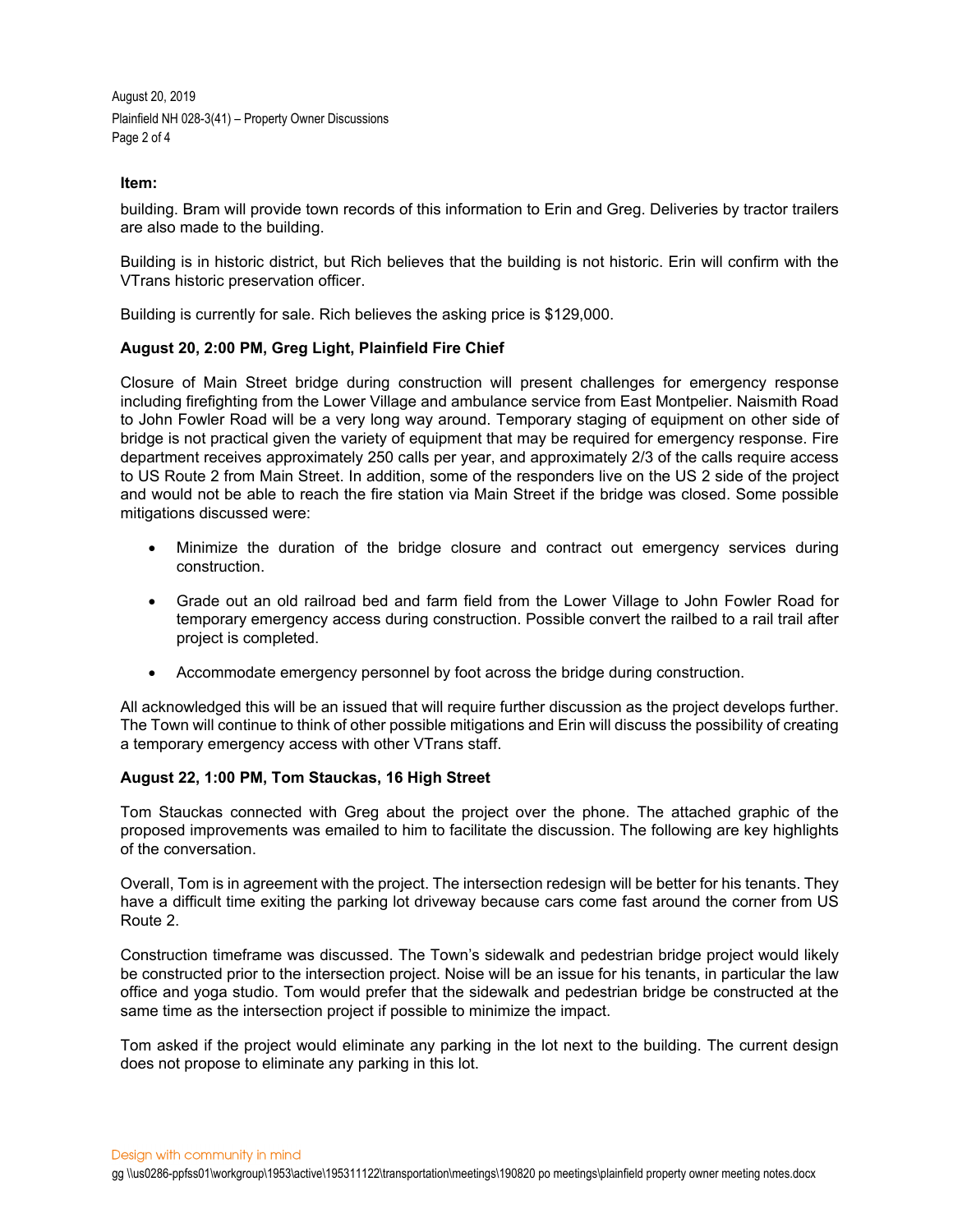**Item:**

building. Bram will provide town records of this information to Erin and Greg. Deliveries by tractor trailers are also made to the building.

Building is in historic district, but Rich believes that the building is not historic. Erin will confirm with the VTrans historic preservation officer.

Building is currently for sale. Rich believes the asking price is $129,000.

**August 20, 2:00 PM, Greg Light, Plainfield Fire Chief**

Closure of Main Street bridge during construction will present challenges for emergency response including firefighting from the Lower Village and ambulance service from East Montpelier. Naismith Road to John Fowler Road will be a very long way around. Temporary staging of equipment on other side of bridge is not practical given the variety of equipment that may be required for emergency response. Fire department receives approximately 250 calls per year, and approximately 2/3 of the calls require access to US Route 2 from Main Street. In addition, some of the responders live on the US 2 side of the project and would not be able to reach the fire station via Main Street if the bridge was closed. Some possible mitigations discussed were:

- Minimize the duration of the bridge closure and contract out emergency services during construction.
- Grade out an old railroad bed and farm field from the Lower Village to John Fowler Road for temporary emergency access during construction. Possible convert the railbed to a rail trail after project is completed.
- Accommodate emergency personnel by foot across the bridge during construction.

All acknowledged this will be an issued that will require further discussion as the project develops further. The Town will continue to think of other possible mitigations and Erin will discuss the possibility of creating a temporary emergency access with other VTrans staff.

**August 22, 1:00 PM, Tom Stauckas, 16 High Street**

Tom Stauckas connected with Greg about the project over the phone. The attached graphic of the proposed improvements was emailed to him to facilitate the discussion. The following are key highlights of the conversation.

Overall, Tom is in agreement with the project. The intersection redesign will be better for his tenants. They have a difficult time exiting the parking lot driveway because cars come fast around the corner from US Route 2.

Construction timeframe was discussed. The Town's sidewalk and pedestrian bridge project would likely be constructed prior to the intersection project. Noise will be an issue for his tenants, in particular the law office and yoga studio. Tom would prefer that the sidewalk and pedestrian bridge be constructed at the same time as the intersection project if possible to minimize the impact.

Tom asked if the project would eliminate any parking in the lot next to the building. The current design does not propose to eliminate any parking in this lot.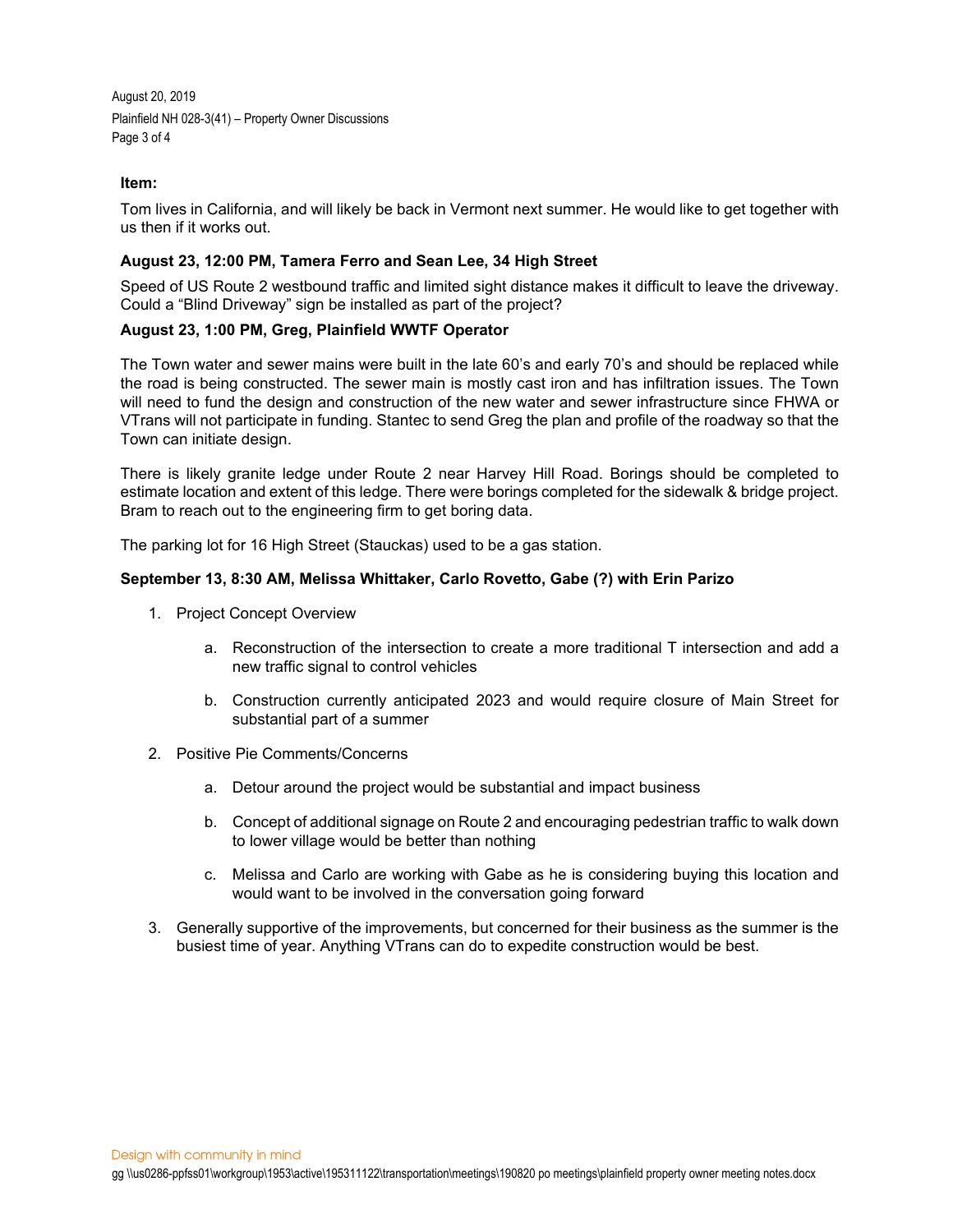**Item:**

Tom lives in California, and will likely be back in Vermont next summer. He would like to get together with us then if it works out.

**August 23, 12:00 PM, Tamera Ferro and Sean Lee, 34 High Street**

Speed of US Route 2 westbound traffic and limited sight distance makes it difficult to leave the driveway. Could a “Blind Driveway” sign be installed as part of the project?

**August 23, 1:00 PM, Greg, Plainfield WWTF Operator**

The Town water and sewer mains were built in the late 60’s and early 70’s and should be replaced while the road is being constructed. The sewer main is mostly cast iron and has infiltration issues. The Town will need to fund the design and construction of the new water and sewer infrastructure since FHWA or VTrans will not participate in funding. Stantec to send Greg the plan and profile of the roadway so that the Town can initiate design.

There is likely granite ledge under Route 2 near Harvey Hill Road. Borings should be completed to estimate location and extent of this ledge. There were borings completed for the sidewalk & bridge project. Bram to reach out to the engineering firm to get boring data.

The parking lot for 16 High Street (Stauckas) used to be a gas station.

**September 13, 8:30 AM, Melissa Whittaker, Carlo Rovetto, Gabe (?) with Erin Parizo**

1. Project Concept Overview
    a. Reconstruction of the intersection to create a more traditional T intersection and add a new traffic signal to control vehicles
    b. Construction currently anticipated 2023 and would require closure of Main Street for substantial part of a summer
2. Positive Pie Comments/Concerns
    a. Detour around the project would be substantial and impact business
    b. Concept of additional signage on Route 2 and encouraging pedestrian traffic to walk down to lower village would be better than nothing
    c. Melissa and Carlo are working with Gabe as he is considering buying this location and would want to be involved in the conversation going forward
3. Generally supportive of the improvements, but concerned for their business as the summer is the busiest time of year. Anything VTrans can do to expedite construction would be best.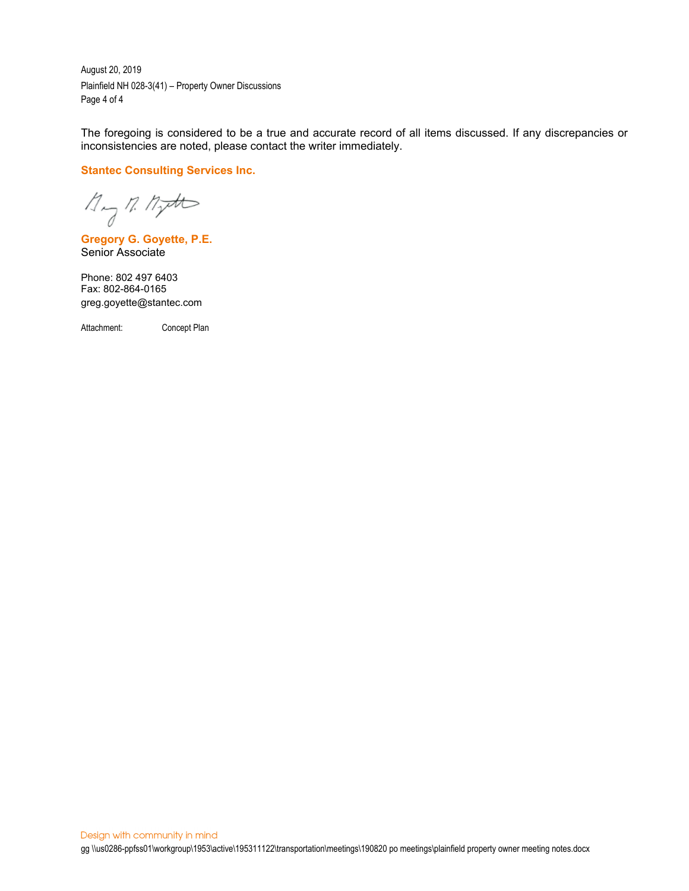The foregoing is considered to be a true and accurate record of all items discussed. If any discrepancies or inconsistencies are noted, please contact the writer immediately.

**Stantec Consulting Services Inc.**

**Gregory G. Goyette, P.E.**
Senior Associate

Phone: 802 497 6403
Fax: 802-864-0165
greg.goyette@stantec.com

Attachment: Concept Plan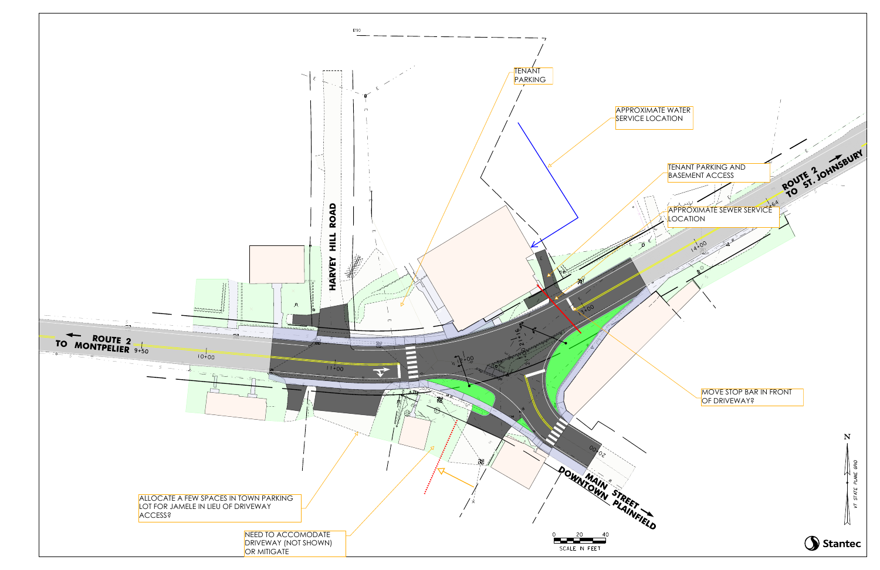TENANT PARKING

APPROXIMATE WATER SERVICE LOCATION

TENANT PARKING AND BASEMENT ACCESS

APPROXIMATE SEWER SERVICE LOCATION

HARVEY HILL ROAD

ROUTE 2 TO ST. JOHNSBURY

ROUTE 2 TO MONTPELIER

MAIN STREET DOWNTOWN PLAINFIELD

MOVE STOP BAR IN FRONT OF DRIVEWAY?

ALLOCATE A FEW SPACES IN TOWN PARKING LOT FOR JAMELE IN LIEU OF DRIVEWAY ACCESS?

NEED TO ACCOMODATE DRIVEWAY (NOT SHOWN) OR MITIGATE

0 20 40
SCALE IN FEET

N

VT STATE PLANE GRID

Stantec